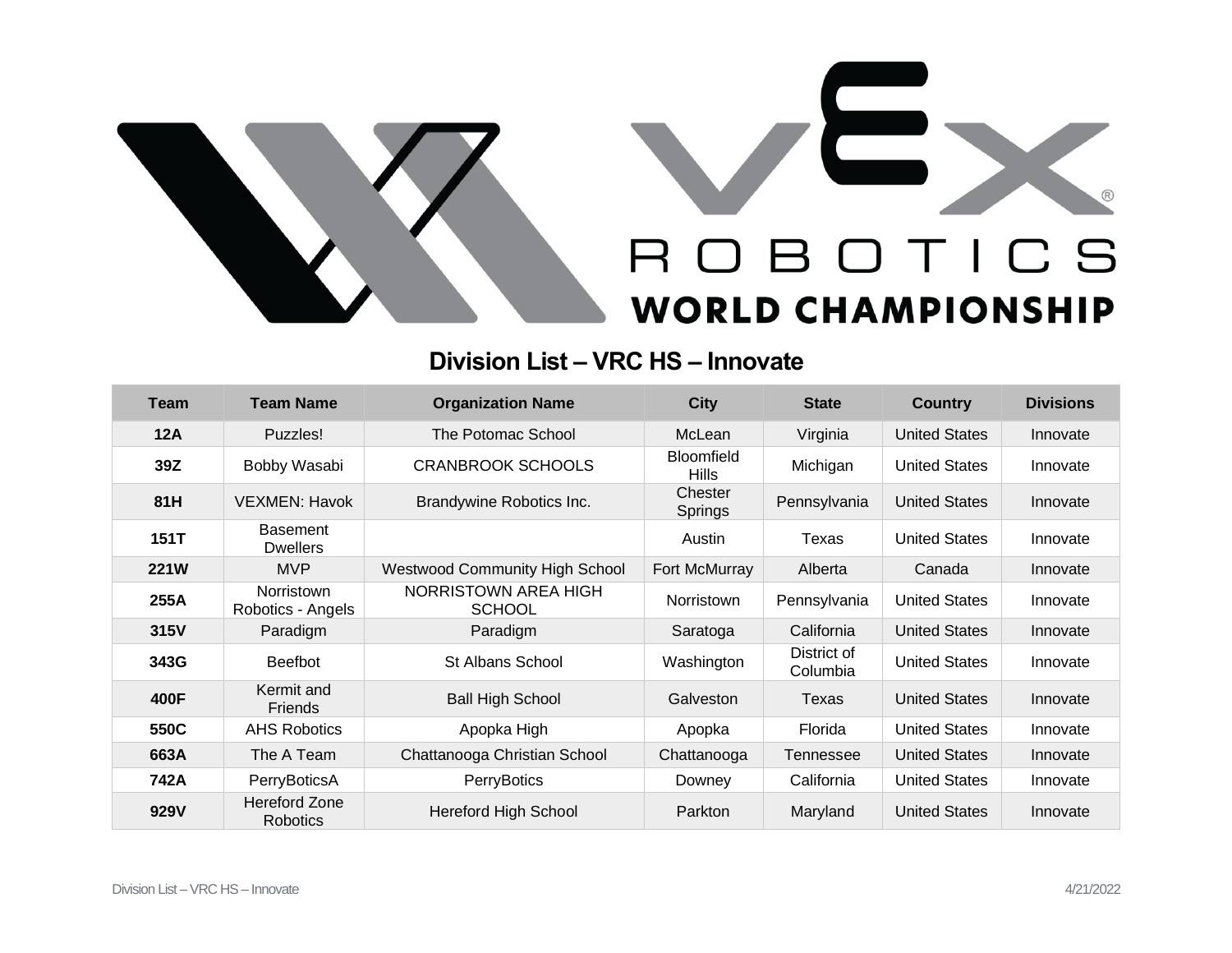VEX ROBOTICS WORLD CHAMPIONSHIP

## Division List – VRC HS – Innovate

| Team | Team Name | Organization Name | City | State | Country | Divisions |
|---|---|---|---|---|---|---|
| **12A** | Puzzles! | The Potomac School | McLean | Virginia | United States | Innovate |
| **39Z** | Bobby Wasabi | CRANBROOK SCHOOLS | Bloomfield Hills | Michigan | United States | Innovate |
| **81H** | VEXMEN: Havok | Brandywine Robotics Inc. | Chester Springs | Pennsylvania | United States | Innovate |
| **151T** | Basement Dwellers | | Austin | Texas | United States | Innovate |
| **221W** | MVP | Westwood Community High School | Fort McMurray | Alberta | Canada | Innovate |
| **255A** | Norristown Robotics - Angels | NORRISTOWN AREA HIGH SCHOOL | Norristown | Pennsylvania | United States | Innovate |
| **315V** | Paradigm | Paradigm | Saratoga | California | United States | Innovate |
| **343G** | Beefbot | St Albans School | Washington | District of Columbia | United States | Innovate |
| **400F** | Kermit and Friends | Ball High School | Galveston | Texas | United States | Innovate |
| **550C** | AHS Robotics | Apopka High | Apopka | Florida | United States | Innovate |
| **663A** | The A Team | Chattanooga Christian School | Chattanooga | Tennessee | United States | Innovate |
| **742A** | PerryBoticsA | PerryBotics | Downey | California | United States | Innovate |
| **929V** | Hereford Zone Robotics | Hereford High School | Parkton | Maryland | United States | Innovate |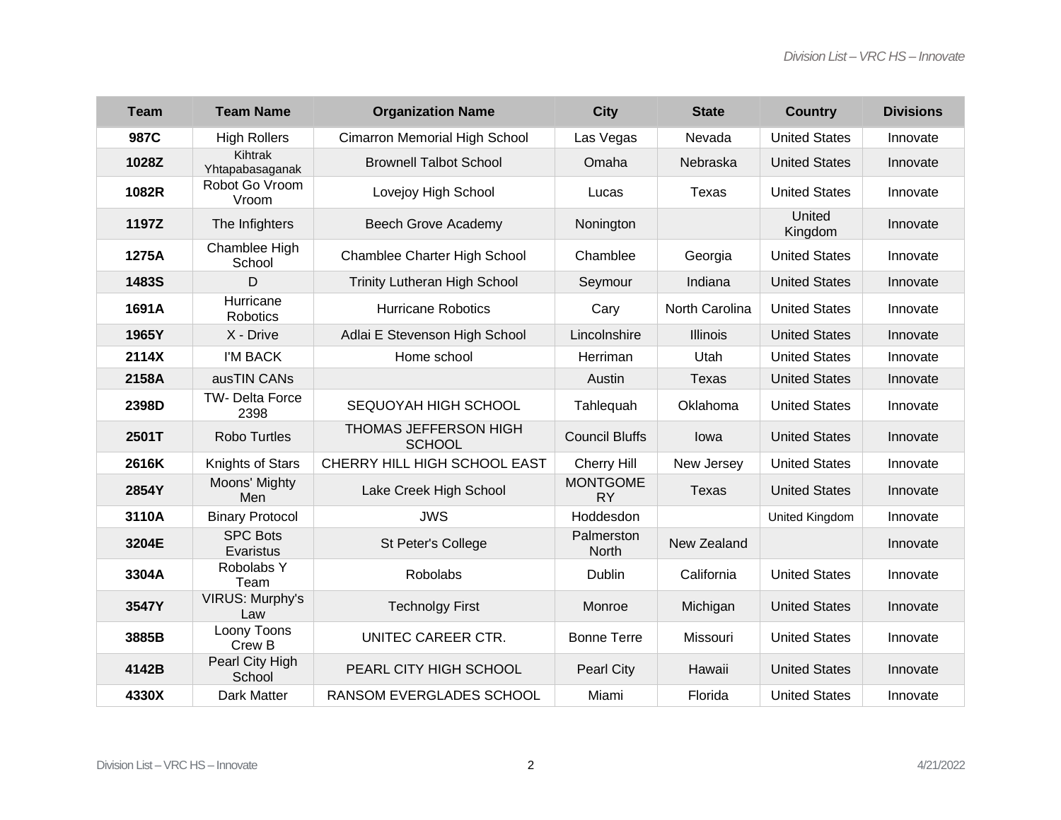| Team | Team Name | Organization Name | City | State | Country | Divisions |
|---|---|---|---|---|---|---|
| 987C | High Rollers | Cimarron Memorial High School | Las Vegas | Nevada | United States | Innovate |
| 1028Z | Kihtrak Yhtapabasaganak | Brownell Talbot School | Omaha | Nebraska | United States | Innovate |
| 1082R | Robot Go Vroom Vroom | Lovejoy High School | Lucas | Texas | United States | Innovate |
| 1197Z | The Infighters | Beech Grove Academy | Nonington | | United Kingdom | Innovate |
| 1275A | Chamblee High School | Chamblee Charter High School | Chamblee | Georgia | United States | Innovate |
| 1483S | D | Trinity Lutheran High School | Seymour | Indiana | United States | Innovate |
| 1691A | Hurricane Robotics | Hurricane Robotics | Cary | North Carolina | United States | Innovate |
| 1965Y | X - Drive | Adlai E Stevenson High School | Lincolnshire | Illinois | United States | Innovate |
| 2114X | I'M BACK | Home school | Herriman | Utah | United States | Innovate |
| 2158A | ausTIN CANs | | Austin | Texas | United States | Innovate |
| 2398D | TW- Delta Force 2398 | SEQUOYAH HIGH SCHOOL | Tahlequah | Oklahoma | United States | Innovate |
| 2501T | Robo Turtles | THOMAS JEFFERSON HIGH SCHOOL | Council Bluffs | Iowa | United States | Innovate |
| 2616K | Knights of Stars | CHERRY HILL HIGH SCHOOL EAST | Cherry Hill | New Jersey | United States | Innovate |
| 2854Y | Moons' Mighty Men | Lake Creek High School | MONTGOMERY | Texas | United States | Innovate |
| 3110A | Binary Protocol | JWS | Hoddesdon | | United Kingdom | Innovate |
| 3204E | SPC Bots Evaristus | St Peter's College | Palmerston North | New Zealand | | Innovate |
| 3304A | Robolabs Y Team | Robolabs | Dublin | California | United States | Innovate |
| 3547Y | VIRUS: Murphy's Law | Technolgy First | Monroe | Michigan | United States | Innovate |
| 3885B | Loony Toons Crew B | UNITEC CAREER CTR. | Bonne Terre | Missouri | United States | Innovate |
| 4142B | Pearl City High School | PEARL CITY HIGH SCHOOL | Pearl City | Hawaii | United States | Innovate |
| 4330X | Dark Matter | RANSOM EVERGLADES SCHOOL | Miami | Florida | United States | Innovate |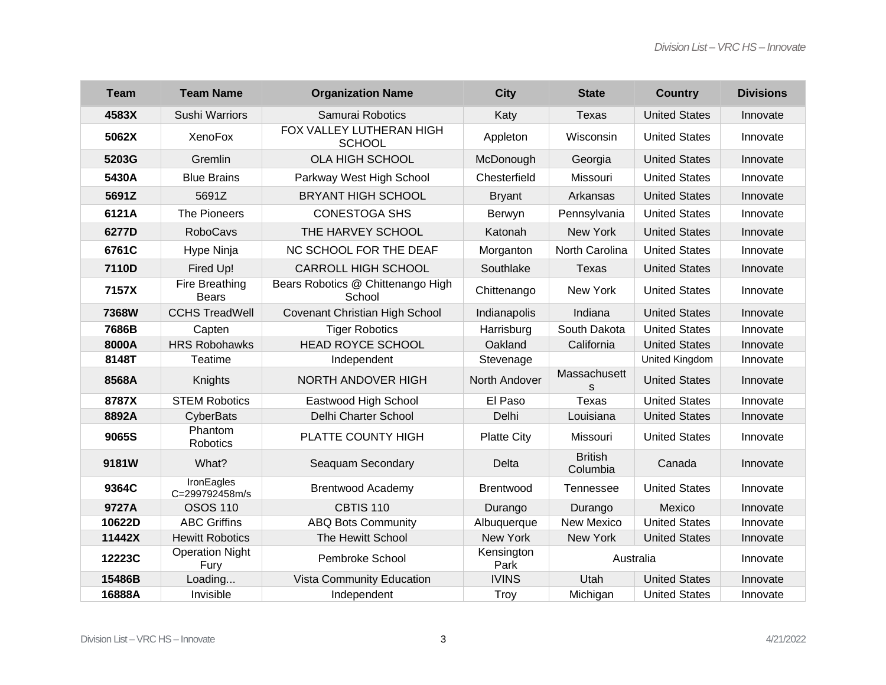| Team | Team Name | Organization Name | City | State | Country | Divisions |
|---|---|---|---|---|---|---|
| **4583X** | Sushi Warriors | Samurai Robotics | Katy | Texas | United States | Innovate |
| **5062X** | XenoFox | FOX VALLEY LUTHERAN HIGH SCHOOL | Appleton | Wisconsin | United States | Innovate |
| **5203G** | Gremlin | OLA HIGH SCHOOL | McDonough | Georgia | United States | Innovate |
| **5430A** | Blue Brains | Parkway West High School | Chesterfield | Missouri | United States | Innovate |
| **5691Z** | 5691Z | BRYANT HIGH SCHOOL | Bryant | Arkansas | United States | Innovate |
| **6121A** | The Pioneers | CONESTOGA SHS | Berwyn | Pennsylvania | United States | Innovate |
| **6277D** | RoboCavs | THE HARVEY SCHOOL | Katonah | New York | United States | Innovate |
| **6761C** | Hype Ninja | NC SCHOOL FOR THE DEAF | Morganton | North Carolina | United States | Innovate |
| **7110D** | Fired Up! | CARROLL HIGH SCHOOL | Southlake | Texas | United States | Innovate |
| **7157X** | Fire Breathing Bears | Bears Robotics @ Chittenango High School | Chittenango | New York | United States | Innovate |
| **7368W** | CCHS TreadWell | Covenant Christian High School | Indianapolis | Indiana | United States | Innovate |
| **7686B** | Capten | Tiger Robotics | Harrisburg | South Dakota | United States | Innovate |
| **8000A** | HRS Robohawks | HEAD ROYCE SCHOOL | Oakland | California | United States | Innovate |
| **8148T** | Teatime | Independent | Stevenage | | United Kingdom | Innovate |
| **8568A** | Knights | NORTH ANDOVER HIGH | North Andover | Massachusetts | United States | Innovate |
| **8787X** | STEM Robotics | Eastwood High School | El Paso | Texas | United States | Innovate |
| **8892A** | CyberBats | Delhi Charter School | Delhi | Louisiana | United States | Innovate |
| **9065S** | Phantom Robotics | PLATTE COUNTY HIGH | Platte City | Missouri | United States | Innovate |
| **9181W** | What? | Seaquam Secondary | Delta | British Columbia | Canada | Innovate |
| **9364C** | IronEagles C=299792458m/s | Brentwood Academy | Brentwood | Tennessee | United States | Innovate |
| **9727A** | OSOS 110 | CBTIS 110 | Durango | Durango | Mexico | Innovate |
| **10622D** | ABC Griffins | ABQ Bots Community | Albuquerque | New Mexico | United States | Innovate |
| **11442X** | Hewitt Robotics | The Hewitt School | New York | New York | United States | Innovate |
| **12223C** | Operation Night Fury | Pembroke School | Kensington Park | Australia | | Innovate |
| **15486B** | Loading... | Vista Community Education | IVINS | Utah | United States | Innovate |
| **16888A** | Invisible | Independent | Troy | Michigan | United States | Innovate |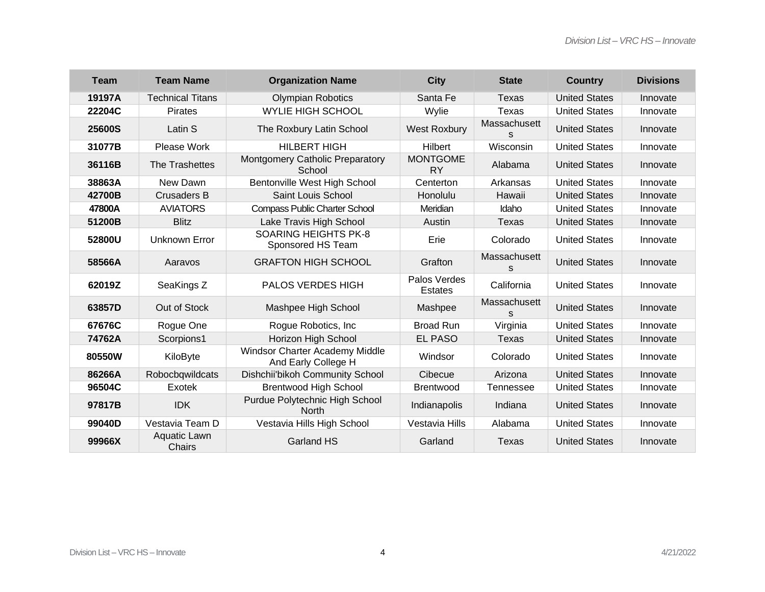| Team | Team Name | Organization Name | City | State | Country | Divisions |
|---|---|---|---|---|---|---|
| **19197A** | Technical Titans | Olympian Robotics | Santa Fe | Texas | United States | Innovate |
| **22204C** | Pirates | WYLIE HIGH SCHOOL | Wylie | Texas | United States | Innovate |
| **25600S** | Latin S | The Roxbury Latin School | West Roxbury | Massachusetts | United States | Innovate |
| **31077B** | Please Work | HILBERT HIGH | Hilbert | Wisconsin | United States | Innovate |
| **36116B** | The Trashettes | Montgomery Catholic Preparatory School | MONTGOMERY | Alabama | United States | Innovate |
| **38863A** | New Dawn | Bentonville West High School | Centerton | Arkansas | United States | Innovate |
| **42700B** | Crusaders B | Saint Louis School | Honolulu | Hawaii | United States | Innovate |
| **47800A** | AVIATORS | Compass Public Charter School | Meridian | Idaho | United States | Innovate |
| **51200B** | Blitz | Lake Travis High School | Austin | Texas | United States | Innovate |
| **52800U** | Unknown Error | SOARING HEIGHTS PK-8 Sponsored HS Team | Erie | Colorado | United States | Innovate |
| **58566A** | Aaravos | GRAFTON HIGH SCHOOL | Grafton | Massachusetts | United States | Innovate |
| **62019Z** | SeaKings Z | PALOS VERDES HIGH | Palos Verdes Estates | California | United States | Innovate |
| **63857D** | Out of Stock | Mashpee High School | Mashpee | Massachusetts | United States | Innovate |
| **67676C** | Rogue One | Rogue Robotics, Inc | Broad Run | Virginia | United States | Innovate |
| **74762A** | Scorpions1 | Horizon High School | EL PASO | Texas | United States | Innovate |
| **80550W** | KiloByte | Windsor Charter Academy Middle And Early College H | Windsor | Colorado | United States | Innovate |
| **86266A** | Robocbqwildcats | Dishchii'bikoh Community School | Cibecue | Arizona | United States | Innovate |
| **96504C** | Exotek | Brentwood High School | Brentwood | Tennessee | United States | Innovate |
| **97817B** | IDK | Purdue Polytechnic High School North | Indianapolis | Indiana | United States | Innovate |
| **99040D** | Vestavia Team D | Vestavia Hills High School | Vestavia Hills | Alabama | United States | Innovate |
| **99966X** | Aquatic Lawn Chairs | Garland HS | Garland | Texas | United States | Innovate |